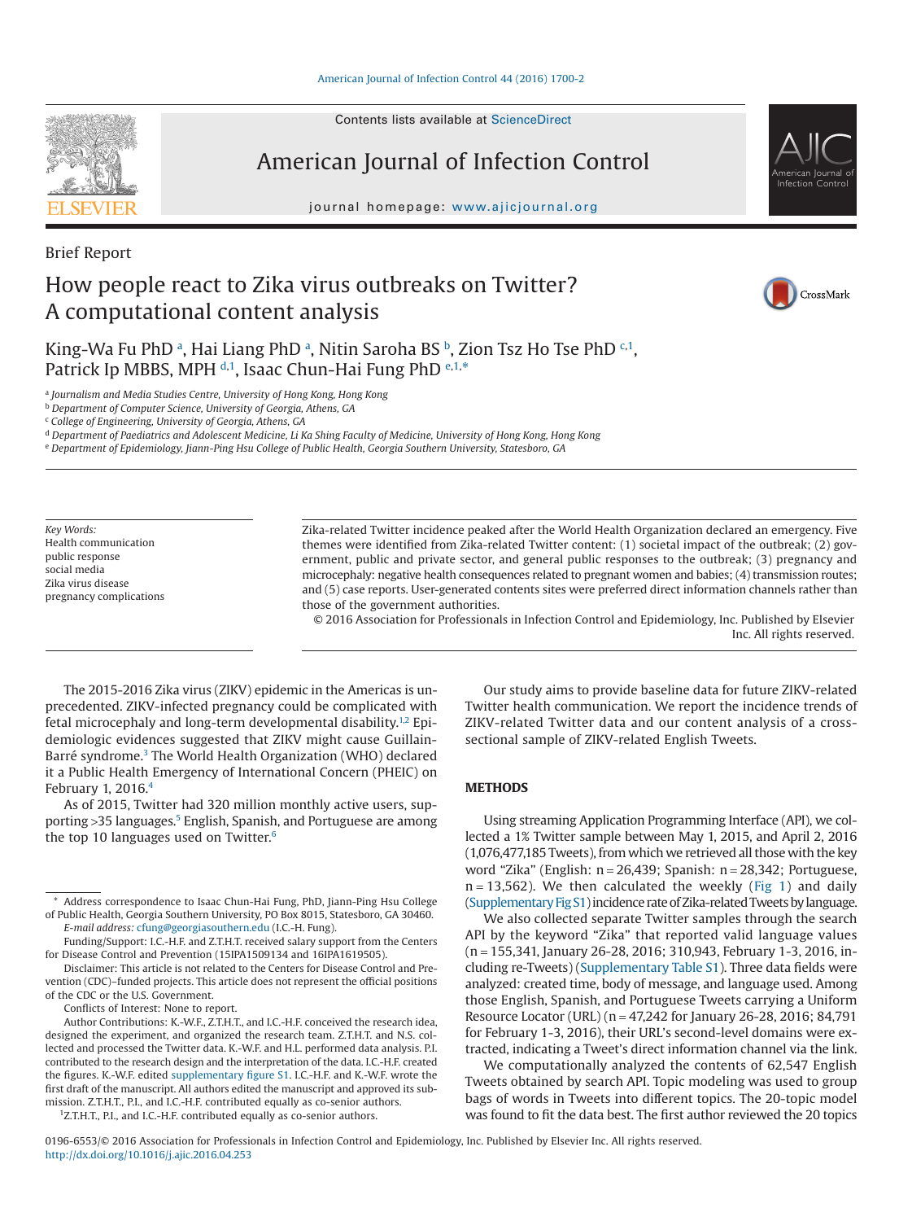Brief Report

# How people react to Zika virus outbreaks on Twitter? A computational content analysis

King-Wa Fu PhD [a], Hai Liang PhD [a], Nitin Saroha BS [b], Zion Tsz Ho Tse PhD [c,1], Patrick Ip MBBS, MPH [d,1], Isaac Chun-Hai Fung PhD [e,1,*]

[a] Journalism and Media Studies Centre, University of Hong Kong, Hong Kong
[b] Department of Computer Science, University of Georgia, Athens, GA
[c] College of Engineering, University of Georgia, Athens, GA
[d] Department of Paediatrics and Adolescent Medicine, Li Ka Shing Faculty of Medicine, University of Hong Kong, Hong Kong
[e] Department of Epidemiology, Jiann-Ping Hsu College of Public Health, Georgia Southern University, Statesboro, GA

*Key Words:*
Health communication
public response
social media
Zika virus disease
pregnancy complications

Zika-related Twitter incidence peaked after the World Health Organization declared an emergency. Five themes were identified from Zika-related Twitter content: (1) societal impact of the outbreak; (2) government, public and private sector, and general public responses to the outbreak; (3) pregnancy and microcephaly: negative health consequences related to pregnant women and babies; (4) transmission routes; and (5) case reports. User-generated contents sites were preferred direct information channels rather than those of the government authorities.

© 2016 Association for Professionals in Infection Control and Epidemiology, Inc. Published by Elsevier Inc. All rights reserved.

The 2015-2016 Zika virus (ZIKV) epidemic in the Americas is unprecedented. ZIKV-infected pregnancy could be complicated with fetal microcephaly and long-term developmental disability.[1,2] Epidemiologic evidences suggested that ZIKV might cause Guillain-Barré syndrome.[3] The World Health Organization (WHO) declared it a Public Health Emergency of International Concern (PHEIC) on February 1, 2016.[4]

As of 2015, Twitter had 320 million monthly active users, supporting >35 languages.[5] English, Spanish, and Portuguese are among the top 10 languages used on Twitter.[6]

Our study aims to provide baseline data for future ZIKV-related Twitter health communication. We report the incidence trends of ZIKV-related Twitter data and our content analysis of a cross-sectional sample of ZIKV-related English Tweets.

## METHODS

Using streaming Application Programming Interface (API), we collected a 1% Twitter sample between May 1, 2015, and April 2, 2016 (1,076,477,185 Tweets), from which we retrieved all those with the key word "Zika" (English: n = 26,439; Spanish: n = 28,342; Portuguese, n = 13,562). We then calculated the weekly (Fig 1) and daily (Supplementary Fig S1) incidence rate of Zika-related Tweets by language.

We also collected separate Twitter samples through the search API by the keyword "Zika" that reported valid language values (n = 155,341, January 26-28, 2016; 310,943, February 1-3, 2016, including re-Tweets) (Supplementary Table S1). Three data fields were analyzed: created time, body of message, and language used. Among those English, Spanish, and Portuguese Tweets carrying a Uniform Resource Locator (URL) (n = 47,242 for January 26-28, 2016; 84,791 for February 1-3, 2016), their URL's second-level domains were extracted, indicating a Tweet's direct information channel via the link.

We computationally analyzed the contents of 62,547 English Tweets obtained by search API. Topic modeling was used to group bags of words in Tweets into different topics. The 20-topic model was found to fit the data best. The first author reviewed the 20 topics

\* Address correspondence to Isaac Chun-Hai Fung, PhD, Jiann-Ping Hsu College of Public Health, Georgia Southern University, PO Box 8015, Statesboro, GA 30460.
*E-mail address:* cfung@georgiasouthern.edu (I.C.-H. Fung).

Funding/Support: I.C.-H.F. and Z.T.H.T. received salary support from the Centers for Disease Control and Prevention (15IPA1509134 and 16IPA1619505).

Disclaimer: This article is not related to the Centers for Disease Control and Prevention (CDC)–funded projects. This article does not represent the official positions of the CDC or the U.S. Government.

Conflicts of Interest: None to report.

Author Contributions: K.-W.F., Z.T.H.T., and I.C.-H.F. conceived the research idea, designed the experiment, and organized the research team. Z.T.H.T. and N.S. collected and processed the Twitter data. K.-W.F. and H.L. performed data analysis. P.I. contributed to the research design and the interpretation of the data. I.C.-H.F. created the figures. K.-W.F. edited supplementary figure S1. I.C.-H.F. and K.-W.F. wrote the first draft of the manuscript. All authors edited the manuscript and approved its submission. Z.T.H.T., P.I., and I.C.-H.F. contributed equally as co-senior authors.

[1] Z.T.H.T., P.I., and I.C.-H.F. contributed equally as co-senior authors.

0196-6553/© 2016 Association for Professionals in Infection Control and Epidemiology, Inc. Published by Elsevier Inc. All rights reserved.
http://dx.doi.org/10.1016/j.ajic.2016.04.253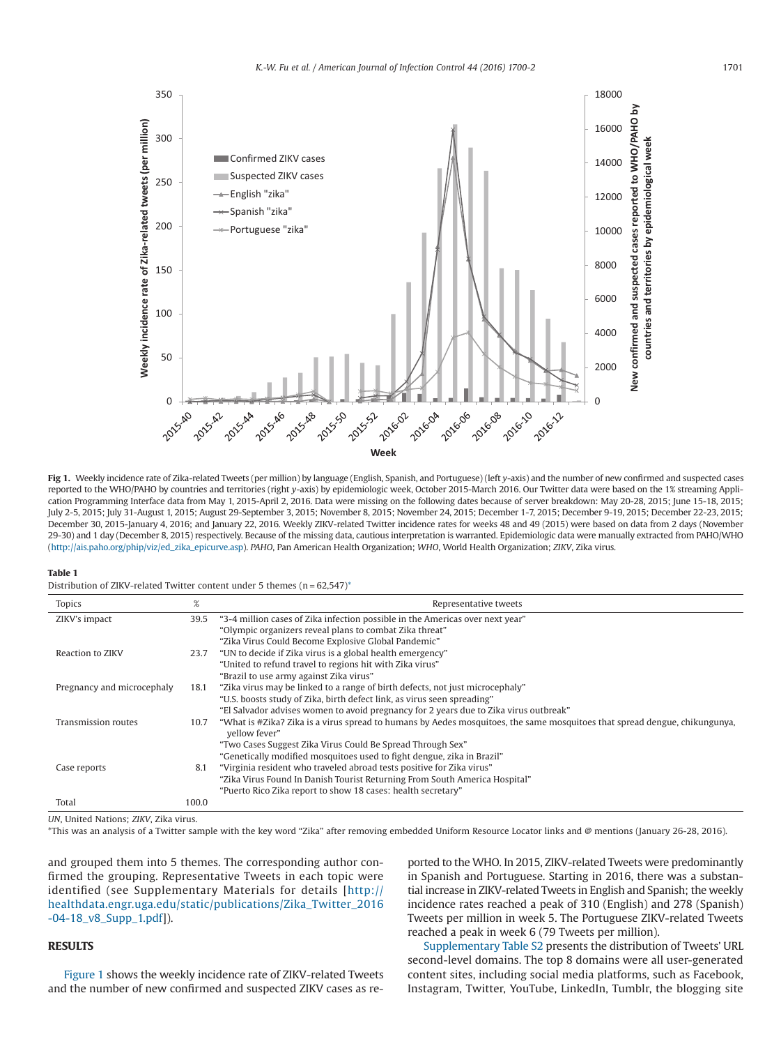**Fig 1.** Weekly incidence rate of Zika-related Tweets (per million) by language (English, Spanish, and Portuguese) (left y-axis) and the number of new confirmed and suspected cases reported to the WHO/PAHO by countries and territories (right y-axis) by epidemiologic week, October 2015-March 2016. Our Twitter data were based on the 1% streaming Application Programming Interface data from May 1, 2015-April 2, 2016. Data were missing on the following dates because of server breakdown: May 20-28, 2015; June 15-18, 2015; July 2-5, 2015; July 31-August 1, 2015; August 29-September 3, 2015; November 8, 2015; November 24, 2015; December 1-7, 2015; December 9-19, 2015; December 22-23, 2015; December 30, 2015-January 4, 2016; and January 22, 2016. Weekly ZIKV-related Twitter incidence rates for weeks 48 and 49 (2015) were based on data from 2 days (November 29-30) and 1 day (December 8, 2015) respectively. Because of the missing data, cautious interpretation is warranted. Epidemiologic data were manually extracted from PAHO/WHO (http://ais.paho.org/phip/viz/ed_zika_epicurve.asp). *PAHO*, Pan American Health Organization; *WHO*, World Health Organization; *ZIKV*, Zika virus.

**Table 1**
Distribution of ZIKV-related Twitter content under 5 themes (n = 62,547)*

| Topics | % | Representative tweets |
|---|---|---|
| ZIKV's impact | 39.5 | "3-4 million cases of Zika infection possible in the Americas over next year"<br>"Olympic organizers reveal plans to combat Zika threat"<br>"Zika Virus Could Become Explosive Global Pandemic" |
| Reaction to ZIKV | 23.7 | "UN to decide if Zika virus is a global health emergency"<br>"United to refund travel to regions hit with Zika virus"<br>"Brazil to use army against Zika virus" |
| Pregnancy and microcephaly | 18.1 | "Zika virus may be linked to a range of birth defects, not just microcephaly"<br>"U.S. boosts study of Zika, birth defect link, as virus seen spreading"<br>"El Salvador advises women to avoid pregnancy for 2 years due to Zika virus outbreak" |
| Transmission routes | 10.7 | "What is #Zika? Zika is a virus spread to humans by Aedes mosquitoes, the same mosquitoes that spread dengue, chikungunya, yellow fever"<br>"Two Cases Suggest Zika Virus Could Be Spread Through Sex"<br>"Genetically modified mosquitoes used to fight dengue, zika in Brazil" |
| Case reports | 8.1 | "Virginia resident who traveled abroad tests positive for Zika virus"<br>"Zika Virus Found In Danish Tourist Returning From South America Hospital"<br>"Puerto Rico Zika report to show 18 cases: health secretary" |
| Total | 100.0 | |

*UN*, United Nations; *ZIKV*, Zika virus.
*This was an analysis of a Twitter sample with the key word "Zika" after removing embedded Uniform Resource Locator links and @ mentions (January 26-28, 2016).

and grouped them into 5 themes. The corresponding author confirmed the grouping. Representative Tweets in each topic were identified (see Supplementary Materials for details [http://healthdata.engr.uga.edu/static/publications/Zika_Twitter_2016-04-18_v8_Supp_1.pdf]).

## RESULTS

Figure 1 shows the weekly incidence rate of ZIKV-related Tweets and the number of new confirmed and suspected ZIKV cases as reported to the WHO. In 2015, ZIKV-related Tweets were predominantly in Spanish and Portuguese. Starting in 2016, there was a substantial increase in ZIKV-related Tweets in English and Spanish; the weekly incidence rates reached a peak of 310 (English) and 278 (Spanish) Tweets per million in week 5. The Portuguese ZIKV-related Tweets reached a peak in week 6 (79 Tweets per million).

Supplementary Table S2 presents the distribution of Tweets' URL second-level domains. The top 8 domains were all user-generated content sites, including social media platforms, such as Facebook, Instagram, Twitter, YouTube, LinkedIn, Tumblr, the blogging site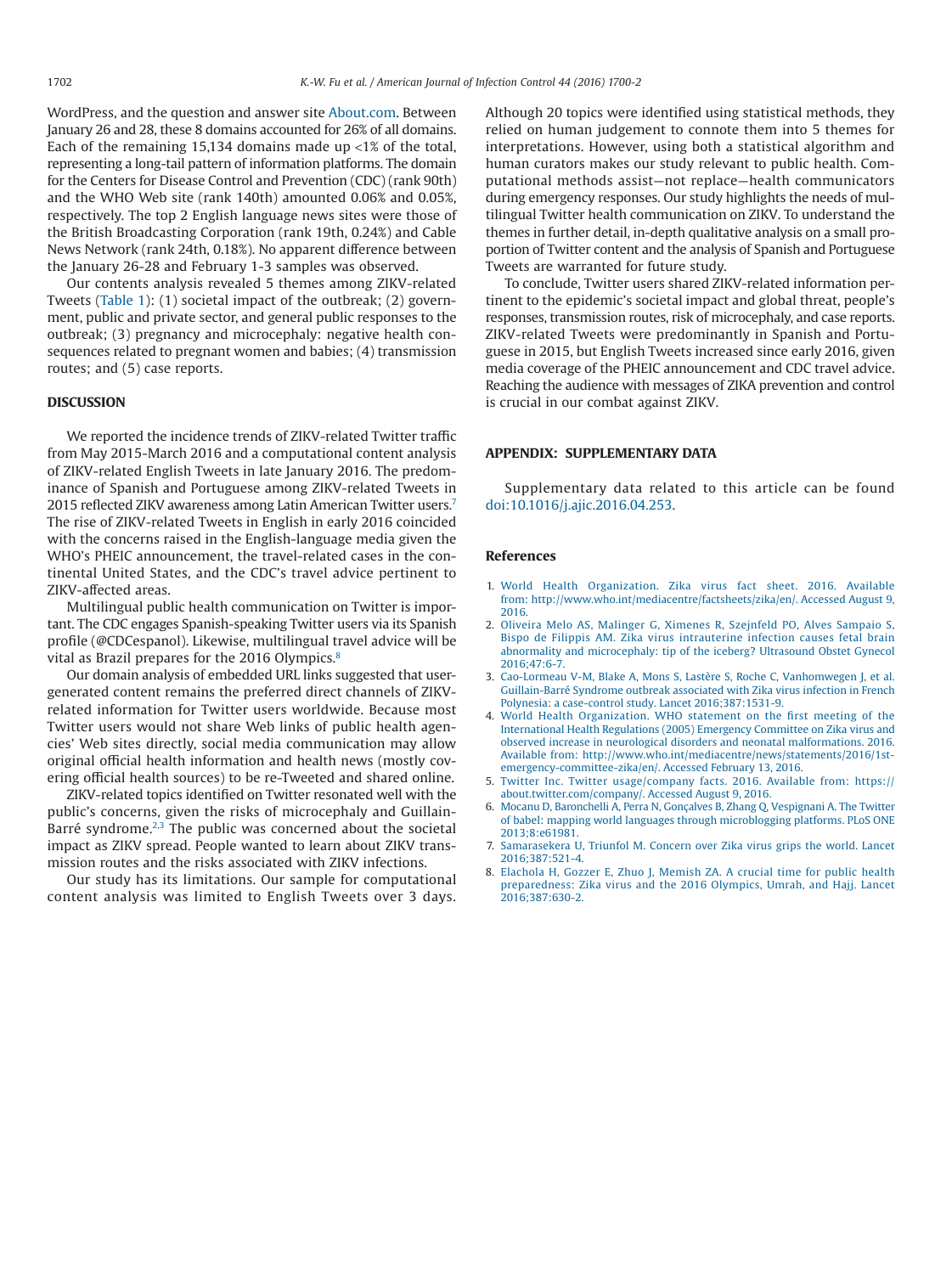WordPress, and the question and answer site About.com. Between January 26 and 28, these 8 domains accounted for 26% of all domains. Each of the remaining 15,134 domains made up <1% of the total, representing a long-tail pattern of information platforms. The domain for the Centers for Disease Control and Prevention (CDC) (rank 90th) and the WHO Web site (rank 140th) amounted 0.06% and 0.05%, respectively. The top 2 English language news sites were those of the British Broadcasting Corporation (rank 19th, 0.24%) and Cable News Network (rank 24th, 0.18%). No apparent difference between the January 26-28 and February 1-3 samples was observed.

Our contents analysis revealed 5 themes among ZIKV-related Tweets (Table 1): (1) societal impact of the outbreak; (2) government, public and private sector, and general public responses to the outbreak; (3) pregnancy and microcephaly: negative health consequences related to pregnant women and babies; (4) transmission routes; and (5) case reports.

## DISCUSSION

We reported the incidence trends of ZIKV-related Twitter traffic from May 2015-March 2016 and a computational content analysis of ZIKV-related English Tweets in late January 2016. The predominance of Spanish and Portuguese among ZIKV-related Tweets in 2015 reflected ZIKV awareness among Latin American Twitter users.[7] The rise of ZIKV-related Tweets in English in early 2016 coincided with the concerns raised in the English-language media given the WHO's PHEIC announcement, the travel-related cases in the continental United States, and the CDC's travel advice pertinent to ZIKV-affected areas.

Multilingual public health communication on Twitter is important. The CDC engages Spanish-speaking Twitter users via its Spanish profile (@CDCespanol). Likewise, multilingual travel advice will be vital as Brazil prepares for the 2016 Olympics.[8]

Our domain analysis of embedded URL links suggested that user-generated content remains the preferred direct channels of ZIKV-related information for Twitter users worldwide. Because most Twitter users would not share Web links of public health agencies' Web sites directly, social media communication may allow original official health information and health news (mostly covering official health sources) to be re-Tweeted and shared online.

ZIKV-related topics identified on Twitter resonated well with the public's concerns, given the risks of microcephaly and Guillain-Barré syndrome.[2,3] The public was concerned about the societal impact as ZIKV spread. People wanted to learn about ZIKV transmission routes and the risks associated with ZIKV infections.

Our study has its limitations. Our sample for computational content analysis was limited to English Tweets over 3 days. Although 20 topics were identified using statistical methods, they relied on human judgement to connote them into 5 themes for interpretations. However, using both a statistical algorithm and human curators makes our study relevant to public health. Computational methods assist—not replace—health communicators during emergency responses. Our study highlights the needs of multilingual Twitter health communication on ZIKV. To understand the themes in further detail, in-depth qualitative analysis on a small proportion of Twitter content and the analysis of Spanish and Portuguese Tweets are warranted for future study.

To conclude, Twitter users shared ZIKV-related information pertinent to the epidemic's societal impact and global threat, people's responses, transmission routes, risk of microcephaly, and case reports. ZIKV-related Tweets were predominantly in Spanish and Portuguese in 2015, but English Tweets increased since early 2016, given media coverage of the PHEIC announcement and CDC travel advice. Reaching the audience with messages of ZIKA prevention and control is crucial in our combat against ZIKV.

## APPENDIX: SUPPLEMENTARY DATA

Supplementary data related to this article can be found doi:10.1016/j.ajic.2016.04.253.

## References

1. World Health Organization. Zika virus fact sheet. 2016. Available from: http://www.who.int/mediacentre/factsheets/zika/en/. Accessed August 9, 2016.
2. Oliveira Melo AS, Malinger G, Ximenes R, Szejnfeld PO, Alves Sampaio S, Bispo de Filippis AM. Zika virus intrauterine infection causes fetal brain abnormality and microcephaly: tip of the iceberg? Ultrasound Obstet Gynecol 2016;47:6-7.
3. Cao-Lormeau V-M, Blake A, Mons S, Lastère S, Roche C, Vanhomwegen J, et al. Guillain-Barré Syndrome outbreak associated with Zika virus infection in French Polynesia: a case-control study. Lancet 2016;387:1531-9.
4. World Health Organization. WHO statement on the first meeting of the International Health Regulations (2005) Emergency Committee on Zika virus and observed increase in neurological disorders and neonatal malformations. 2016. Available from: http://www.who.int/mediacentre/news/statements/2016/1st-emergency-committee-zika/en/. Accessed February 13, 2016.
5. Twitter Inc. Twitter usage/company facts. 2016. Available from: https://about.twitter.com/company/. Accessed August 9, 2016.
6. Mocanu D, Baronchelli A, Perra N, Gonçalves B, Zhang Q, Vespignani A. The Twitter of babel: mapping world languages through microblogging platforms. PLoS ONE 2013;8:e61981.
7. Samarasekera U, Triunfol M. Concern over Zika virus grips the world. Lancet 2016;387:521-4.
8. Elachola H, Gozzer E, Zhuo J, Memish ZA. A crucial time for public health preparedness: Zika virus and the 2016 Olympics, Umrah, and Hajj. Lancet 2016;387:630-2.